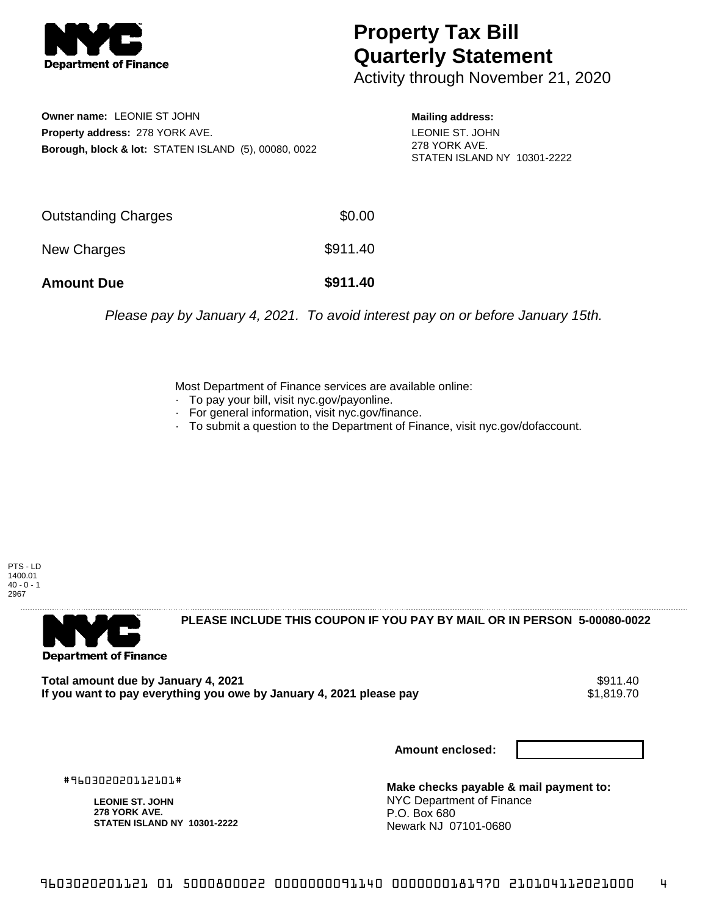# Property Tax Bill Quarterly Statement

Activity through November 21, 2020

**Owner name:** LEONIE ST JOHN
**Property address:** 278 YORK AVE.
**Borough, block & lot:** STATEN ISLAND (5), 00080, 0022

**Mailing address:**
LEONIE ST. JOHN
278 YORK AVE.
STATEN ISLAND NY 10301-2222

| | |
|---|---|
| Outstanding Charges | $0.00 |
| New Charges | $911.40 |
| **Amount Due** | **$911.40** |

*Please pay by January 4, 2021. To avoid interest pay on or before January 15th.*

Most Department of Finance services are available online:
- To pay your bill, visit nyc.gov/payonline.
- For general information, visit nyc.gov/finance.
- To submit a question to the Department of Finance, visit nyc.gov/dofaccount.

PTS - LD
1400.01
40 - 0 - 1
2967

**PLEASE INCLUDE THIS COUPON IF YOU PAY BY MAIL OR IN PERSON 5-00080-0022**

| | |
|---|---|
| **Total amount due by January 4, 2021** | $911.40 |
| **If you want to pay everything you owe by January 4, 2021 please pay** | $1,819.70 |

**Amount enclosed:**

#960302020112101#

**LEONIE ST. JOHN**
**278 YORK AVE.**
**STATEN ISLAND NY 10301-2222**

**Make checks payable & mail payment to:**
NYC Department of Finance
P.O. Box 680
Newark NJ 07101-0680

9603020201121 01 5000800022 0000000091140 0000000181970 210104112021000 4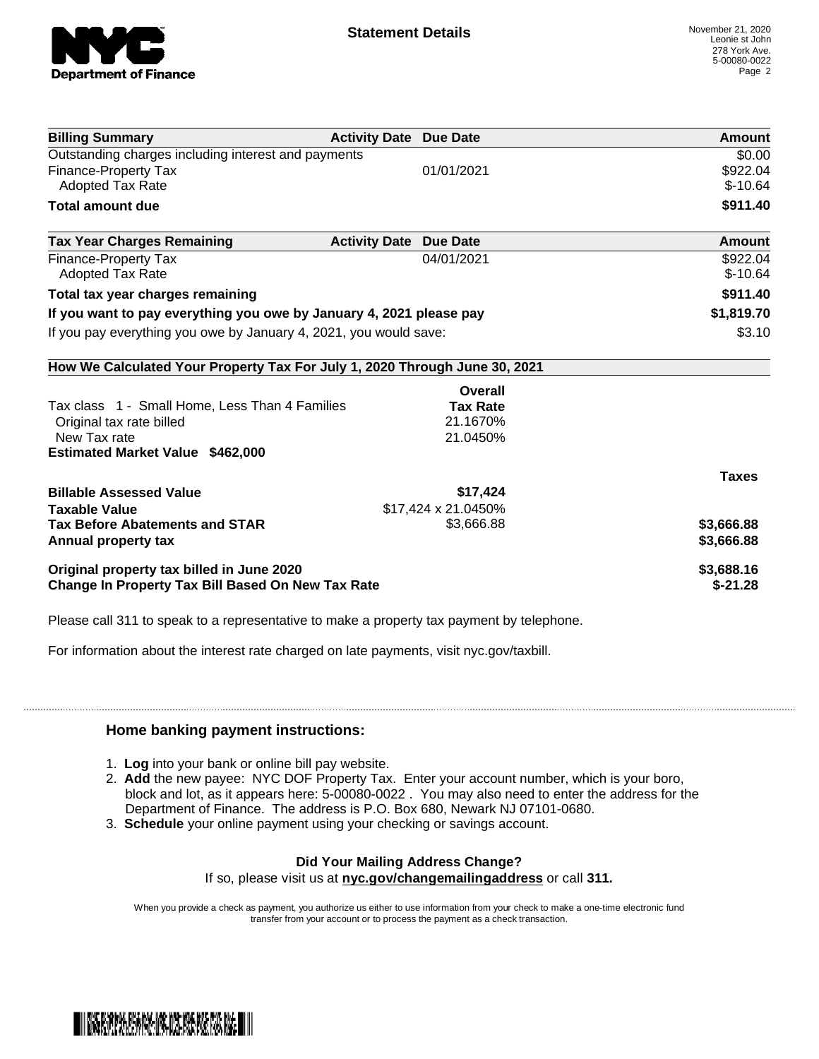**Statement Details**

November 21, 2020
Leonie st John
278 York Ave.
5-00080-0022

| Billing Summary | Activity Date | Due Date | Amount |
|---|---|---|---|
| Outstanding charges including interest and payments | | | $0.00 |
| Finance-Property Tax | | 01/01/2021 | $922.04 |
| Adopted Tax Rate | | | $-10.64 |
| **Total amount due** | | | **$911.40** |

| Tax Year Charges Remaining | Activity Date | Due Date | Amount |
|---|---|---|---|
| Finance-Property Tax | | 04/01/2021 | $922.04 |
| Adopted Tax Rate | | | $-10.64 |
| **Total tax year charges remaining** | | | **$911.40** |
| **If you want to pay everything you owe by January 4, 2021 please pay** | | | **$1,819.70** |
| If you pay everything you owe by January 4, 2021, you would save: | | | $3.10 |

**How We Calculated Your Property Tax For July 1, 2020 Through June 30, 2021**

| | Overall Tax Rate | Taxes |
|---|---|---|
| Tax class 1 - Small Home, Less Than 4 Families | | |
| Original tax rate billed | 21.1670% | |
| New Tax rate | 21.0450% | |
| **Estimated Market Value $462,000** | | |
| **Billable Assessed Value** | **$17,424** | |
| **Taxable Value** | $17,424 x 21.0450% | |
| **Tax Before Abatements and STAR** | $3,666.88 | **$3,666.88** |
| **Annual property tax** | | **$3,666.88** |
| **Original property tax billed in June 2020** | | **$3,688.16** |
| **Change In Property Tax Bill Based On New Tax Rate** | | **$-21.28** |

Please call 311 to speak to a representative to make a property tax payment by telephone.

For information about the interest rate charged on late payments, visit nyc.gov/taxbill.

## Home banking payment instructions:

1. **Log** into your bank or online bill pay website.
2. **Add** the new payee: NYC DOF Property Tax. Enter your account number, which is your boro, block and lot, as it appears here: 5-00080-0022 . You may also need to enter the address for the Department of Finance. The address is P.O. Box 680, Newark NJ 07101-0680.
3. **Schedule** your online payment using your checking or savings account.

**Did Your Mailing Address Change?**
If so, please visit us at **nyc.gov/changemailingaddress** or call **311.**

When you provide a check as payment, you authorize us either to use information from your check to make a one-time electronic fund transfer from your account or to process the payment as a check transaction.